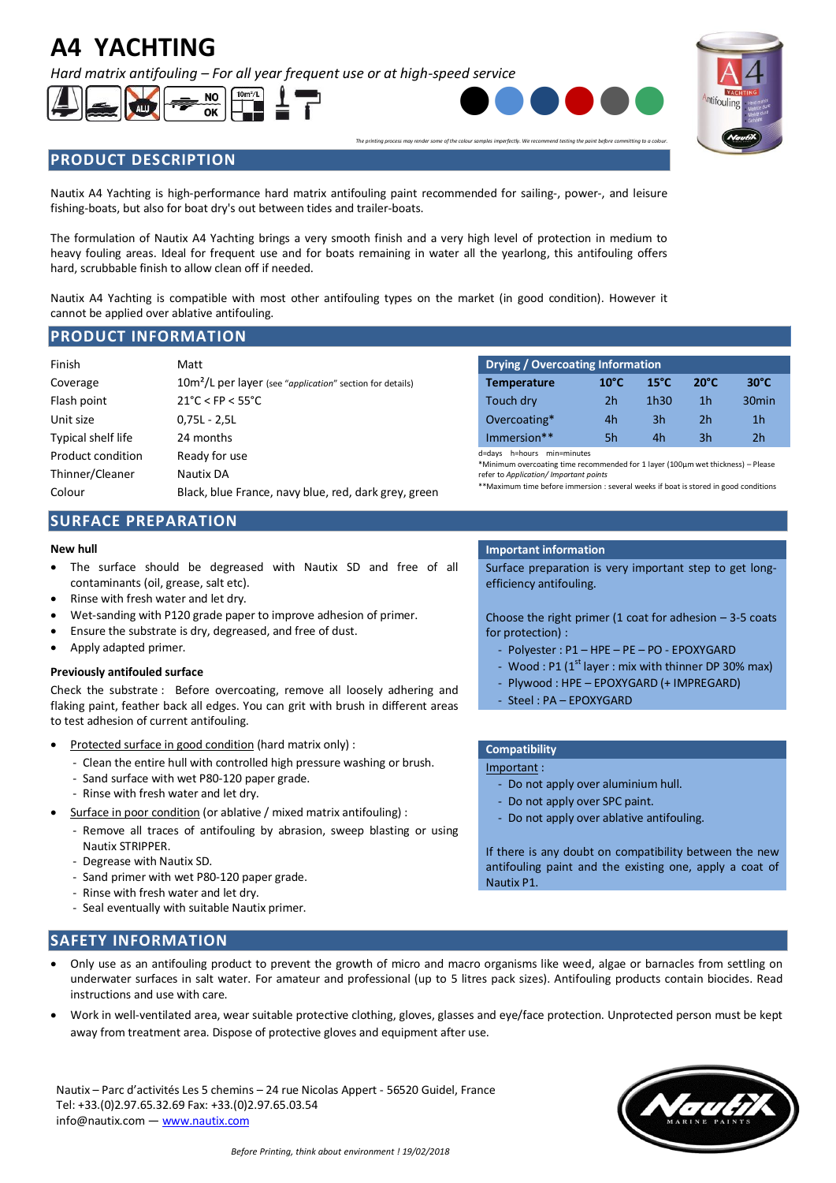# A4 YACHTING

*Hard matrix antifouling – For all year frequent use or at high-speed service*

*The printing process may render some of the colour samples imperfectly. We recommend testing the paint before committing to a colour.*

## PRODUCT DESCRIPTION

Nautix A4 Yachting is high-performance hard matrix antifouling paint recommended for sailing-, power-, and leisure fishing-boats, but also for boat dry's out between tides and trailer-boats.

The formulation of Nautix A4 Yachting brings a very smooth finish and a very high level of protection in medium to heavy fouling areas. Ideal for frequent use and for boats remaining in water all the yearlong, this antifouling offers hard, scrubbable finish to allow clean off if needed.

Nautix A4 Yachting is compatible with most other antifouling types on the market (in good condition). However it cannot be applied over ablative antifouling.

## PRODUCT INFORMATION

| | |
|---|---|
| Finish | Matt |
| Coverage | 10m²/L per layer (see "*application*" section for details) |
| Flash point | 21°C < FP < 55°C |
| Unit size | 0,75L - 2,5L |
| Typical shelf life | 24 months |
| Product condition | Ready for use |
| Thinner/Cleaner | Nautix DA |
| Colour | Black, blue France, navy blue, red, dark grey, green |

**Drying / Overcoating Information**

| Temperature | 10°C | 15°C | 20°C | 30°C |
|---|---|---|---|---|
| Touch dry | 2h | 1h30 | 1h | 30min |
| Overcoating* | 4h | 3h | 2h | 1h |
| Immersion** | 5h | 4h | 3h | 2h |

d=days h=hours min=minutes

*Minimum overcoating time recommended for 1 layer (100µm wet thickness) – Please refer to *Application/ Important points*

**Maximum time before immersion : several weeks if boat is stored in good conditions

## SURFACE PREPARATION

**New hull**

- The surface should be degreased with Nautix SD and free of all contaminants (oil, grease, salt etc).
- Rinse with fresh water and let dry.
- Wet-sanding with P120 grade paper to improve adhesion of primer.
- Ensure the substrate is dry, degreased, and free of dust.
- Apply adapted primer.

**Previously antifouled surface**

Check the substrate : Before overcoating, remove all loosely adhering and flaking paint, feather back all edges. You can grit with brush in different areas to test adhesion of current antifouling.

- Protected surface in good condition (hard matrix only) :
  - Clean the entire hull with controlled high pressure washing or brush.
  - Sand surface with wet P80-120 paper grade.
  - Rinse with fresh water and let dry.
- Surface in poor condition (or ablative / mixed matrix antifouling) :
  - Remove all traces of antifouling by abrasion, sweep blasting or using Nautix STRIPPER.
  - Degrease with Nautix SD.
  - Sand primer with wet P80-120 paper grade.
  - Rinse with fresh water and let dry.
  - Seal eventually with suitable Nautix primer.

**Important information**

Surface preparation is very important step to get long-efficiency antifouling.

Choose the right primer (1 coat for adhesion – 3-5 coats for protection) :

- Polyester : P1 – HPE – PE – PO - EPOXYGARD
- Wood : P1 (1st layer : mix with thinner DP 30% max)
- Plywood : HPE – EPOXYGARD (+ IMPREGARD)
- Steel : PA – EPOXYGARD

**Compatibility**

Important :

- Do not apply over aluminium hull.
- Do not apply over SPC paint.
- Do not apply over ablative antifouling.

If there is any doubt on compatibility between the new antifouling paint and the existing one, apply a coat of Nautix P1.

## SAFETY INFORMATION

- Only use as an antifouling product to prevent the growth of micro and macro organisms like weed, algae or barnacles from settling on underwater surfaces in salt water. For amateur and professional (up to 5 litres pack sizes). Antifouling products contain biocides. Read instructions and use with care.
- Work in well-ventilated area, wear suitable protective clothing, gloves, glasses and eye/face protection. Unprotected person must be kept away from treatment area. Dispose of protective gloves and equipment after use.

Nautix – Parc d'activités Les 5 chemins – 24 rue Nicolas Appert - 56520 Guidel, France
Tel: +33.(0)2.97.65.32.69 Fax: +33.(0)2.97.65.03.54
info@nautix.com — www.nautix.com

*Before Printing, think about environment ! 19/02/2018*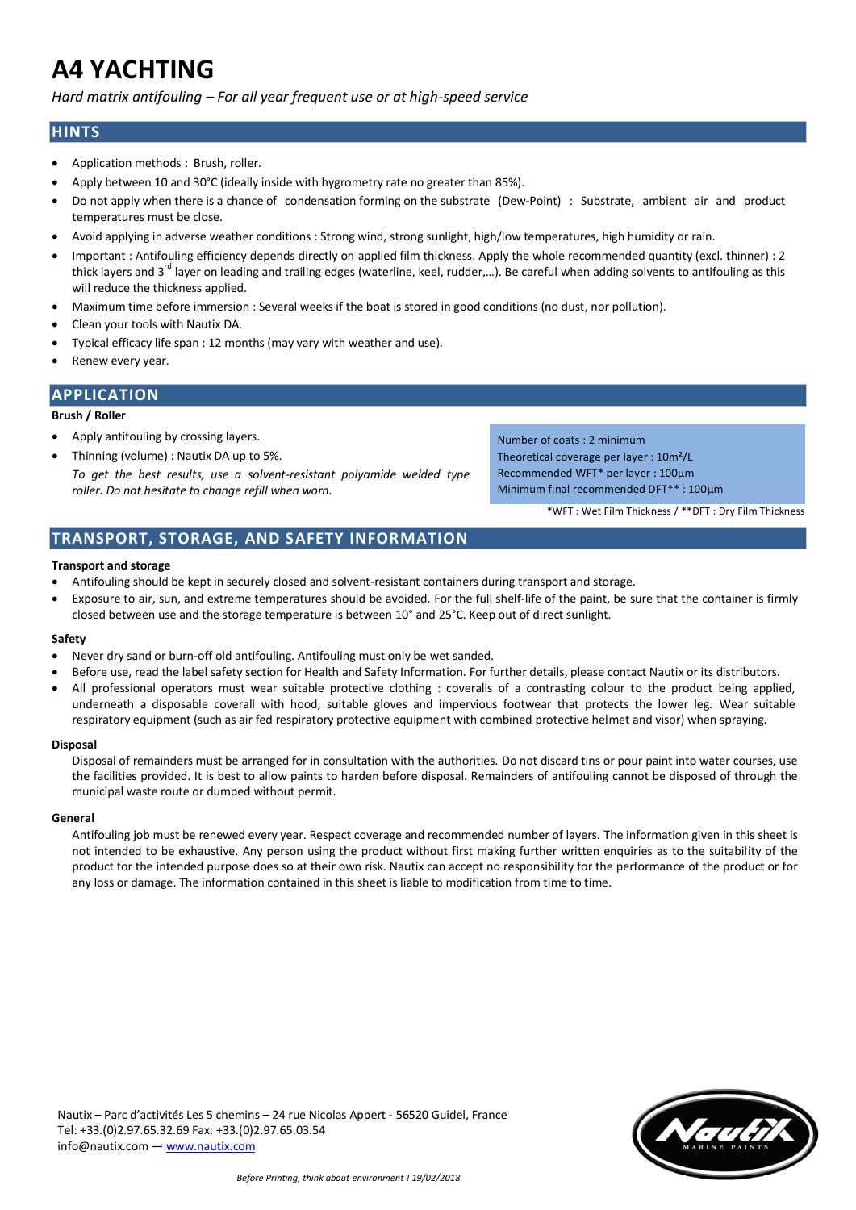# A4 YACHTING

*Hard matrix antifouling – For all year frequent use or at high-speed service*

## HINTS

- Application methods : Brush, roller.
- Apply between 10 and 30°C (ideally inside with hygrometry rate no greater than 85%).
- Do not apply when there is a chance of condensation forming on the substrate (Dew-Point) : Substrate, ambient air and product temperatures must be close.
- Avoid applying in adverse weather conditions : Strong wind, strong sunlight, high/low temperatures, high humidity or rain.
- Important : Antifouling efficiency depends directly on applied film thickness. Apply the whole recommended quantity (excl. thinner) : 2 thick layers and 3rd layer on leading and trailing edges (waterline, keel, rudder,…). Be careful when adding solvents to antifouling as this will reduce the thickness applied.
- Maximum time before immersion : Several weeks if the boat is stored in good conditions (no dust, nor pollution).
- Clean your tools with Nautix DA.
- Typical efficacy life span : 12 months (may vary with weather and use).
- Renew every year.

## APPLICATION

**Brush / Roller**

- Apply antifouling by crossing layers.
- Thinning (volume) : Nautix DA up to 5%.

  *To get the best results, use a solvent-resistant polyamide welded type roller. Do not hesitate to change refill when worn.*

Number of coats : 2 minimum
Theoretical coverage per layer : 10m²/L
Recommended WFT* per layer : 100µm
Minimum final recommended DFT** : 100µm

*WFT : Wet Film Thickness / **DFT : Dry Film Thickness

## TRANSPORT, STORAGE, AND SAFETY INFORMATION

**Transport and storage**

- Antifouling should be kept in securely closed and solvent-resistant containers during transport and storage.
- Exposure to air, sun, and extreme temperatures should be avoided. For the full shelf-life of the paint, be sure that the container is firmly closed between use and the storage temperature is between 10° and 25°C. Keep out of direct sunlight.

**Safety**

- Never dry sand or burn-off old antifouling. Antifouling must only be wet sanded.
- Before use, read the label safety section for Health and Safety Information. For further details, please contact Nautix or its distributors.
- All professional operators must wear suitable protective clothing : coveralls of a contrasting colour to the product being applied, underneath a disposable coverall with hood, suitable gloves and impervious footwear that protects the lower leg. Wear suitable respiratory equipment (such as air fed respiratory protective equipment with combined protective helmet and visor) when spraying.

**Disposal**

Disposal of remainders must be arranged for in consultation with the authorities. Do not discard tins or pour paint into water courses, use the facilities provided. It is best to allow paints to harden before disposal. Remainders of antifouling cannot be disposed of through the municipal waste route or dumped without permit.

**General**

Antifouling job must be renewed every year. Respect coverage and recommended number of layers. The information given in this sheet is not intended to be exhaustive. Any person using the product without first making further written enquiries as to the suitability of the product for the intended purpose does so at their own risk. Nautix can accept no responsibility for the performance of the product or for any loss or damage. The information contained in this sheet is liable to modification from time to time.

Nautix – Parc d'activités Les 5 chemins – 24 rue Nicolas Appert - 56520 Guidel, France
Tel: +33.(0)2.97.65.32.69 Fax: +33.(0)2.97.65.03.54
info@nautix.com — www.nautix.com

*Before Printing, think about environment ! 19/02/2018*